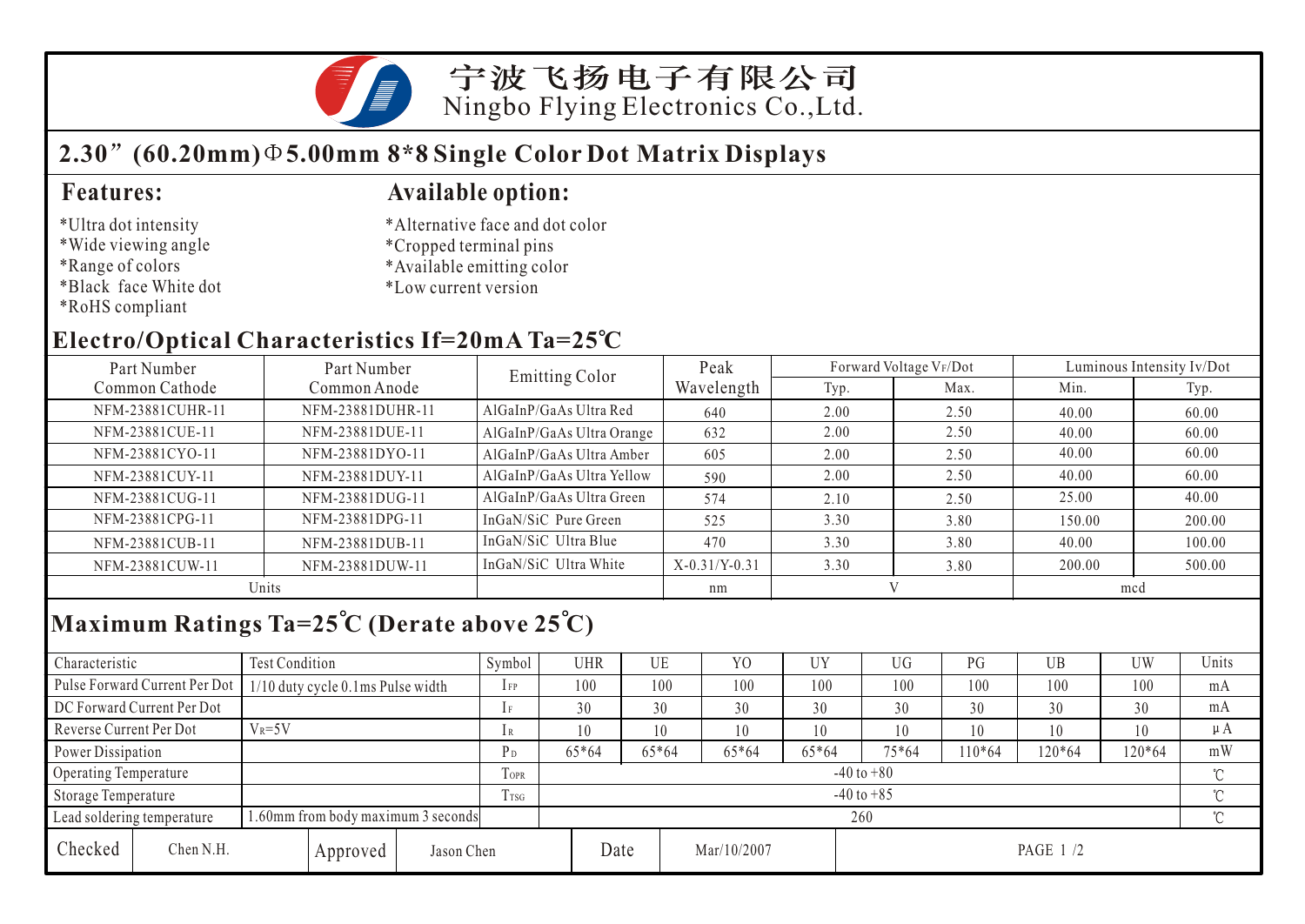宁波飞扬电子有限公司
Ningbo Flying Electronics Co.,Ltd.

# 2.30"(60.20mm)Φ5.00mm 8*8 Single Color Dot Matrix Displays

## Features:

*Ultra dot intensity
*Wide viewing angle
*Range of colors
*Black face White dot
*RoHS compliant

## Available option:

*Alternative face and dot color
*Cropped terminal pins
*Available emitting color
*Low current version

## Electro/Optical Characteristics If=20mA Ta=25℃

| Part Number Common Cathode | Part Number Common Anode | Emitting Color | Peak Wavelength | Forward Voltage $V_F$/Dot | | Luminous Intensity Iv/Dot | |
|---|---|---|---|---|---|---|---|
| | | | | Typ. | Max. | Min. | Typ. |
| NFM-23881CUHR-11 | NFM-23881DUHR-11 | AlGaInP/GaAs Ultra Red | 640 | 2.00 | 2.50 | 40.00 | 60.00 |
| NFM-23881CUE-11 | NFM-23881DUE-11 | AlGaInP/GaAs Ultra Orange | 632 | 2.00 | 2.50 | 40.00 | 60.00 |
| NFM-23881CYO-11 | NFM-23881DYO-11 | AlGaInP/GaAs Ultra Amber | 605 | 2.00 | 2.50 | 40.00 | 60.00 |
| NFM-23881CUY-11 | NFM-23881DUY-11 | AlGaInP/GaAs Ultra Yellow | 590 | 2.00 | 2.50 | 40.00 | 60.00 |
| NFM-23881CUG-11 | NFM-23881DUG-11 | AlGaInP/GaAs Ultra Green | 574 | 2.10 | 2.50 | 25.00 | 40.00 |
| NFM-23881CPG-11 | NFM-23881DPG-11 | InGaN/SiC Pure Green | 525 | 3.30 | 3.80 | 150.00 | 200.00 |
| NFM-23881CUB-11 | NFM-23881DUB-11 | InGaN/SiC Ultra Blue | 470 | 3.30 | 3.80 | 40.00 | 100.00 |
| NFM-23881CUW-11 | NFM-23881DUW-11 | InGaN/SiC Ultra White | X-0.31/Y-0.31 | 3.30 | 3.80 | 200.00 | 500.00 |
| Units | | | nm | V | | mcd | |

## Maximum Ratings Ta=25℃ (Derate above 25℃)

| Characteristic | Test Condition | Symbol | UHR | UE | YO | UY | UG | PG | UB | UW | Units |
|---|---|---|---|---|---|---|---|---|---|---|---|
| Pulse Forward Current Per Dot | 1/10 duty cycle 0.1ms Pulse width | $I_{FP}$ | 100 | 100 | 100 | 100 | 100 | 100 | 100 | 100 | mA |
| DC Forward Current Per Dot | | $I_F$ | 30 | 30 | 30 | 30 | 30 | 30 | 30 | 30 | mA |
| Reverse Current Per Dot | $V_R$=5V | $I_R$ | 10 | 10 | 10 | 10 | 10 | 10 | 10 | 10 | μA |
| Power Dissipation | | $P_D$ | 65*64 | 65*64 | 65*64 | 65*64 | 75*64 | 110*64 | 120*64 | 120*64 | mW |
| Operating Temperature | | $T_{OPR}$ | -40 to +80 | | | | | | | | ℃ |
| Storage Temperature | | $T_{TSG}$ | -40 to +85 | | | | | | | | ℃ |
| Lead soldering temperature | 1.60mm from body maximum 3 seconds | | 260 | | | | | | | | ℃ |

| Checked | Chen N.H. | Approved | Jason Chen | Date | Mar/10/2007 |
|---|---|---|---|---|---|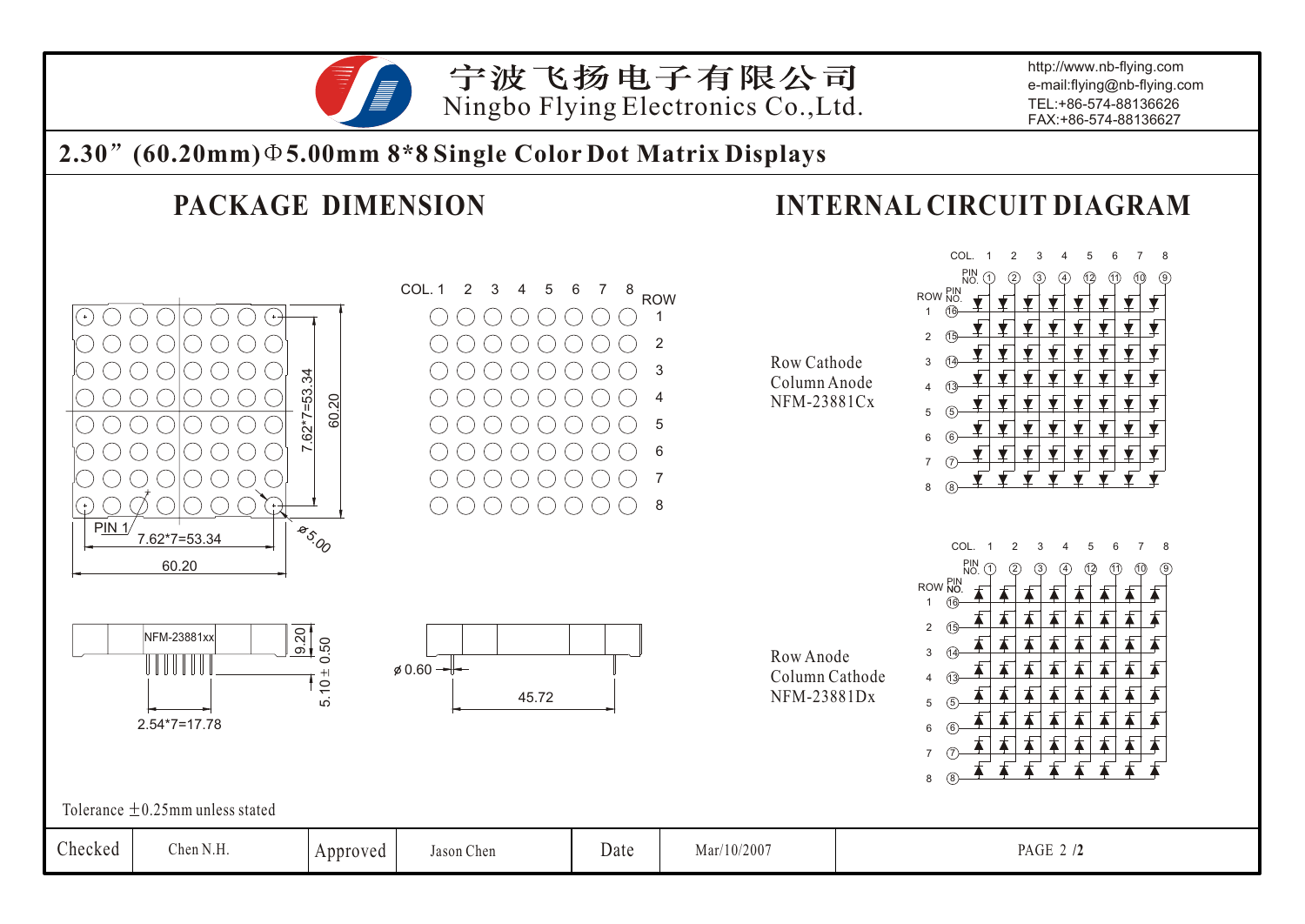宁波飞扬电子有限公司
Ningbo Flying Electronics Co.,Ltd.

http://www.nb-flying.com
e-mail:flying@nb-flying.com
TEL:+86-574-88136626
FAX:+86-574-88136627

## 2.30”(60.20mm)Φ5.00mm 8*8 Single Color Dot Matrix Displays

## PACKAGE DIMENSION

7.62*7=53.34
60.20
PIN 1
7.62*7=53.34
60.20
ø5.00

COL. 1 2 3 4 5 6 7 8
ROW
1
2
3
4
5
6
7
8

NFM-23881xx
9.20
5.10 ± 0.50
2.54*7=17.78

ø 0.60
45.72

## INTERNAL CIRCUIT DIAGRAM

Row Cathode
Column Anode
NFM-23881Cx

COL. 1 2 3 4 5 6 7 8
PIN NO. ① ② ③ ④ ⑫ ⑪ ⑩ ⑨
ROW PIN NO.
1 ⑯
2 ⑮
3 ⑭
4 ⑬
5 ⑤
6 ⑥
7 ⑦
8 ⑧

Row Anode
Column Cathode
NFM-23881Dx

COL. 1 2 3 4 5 6 7 8
PIN NO. ① ② ③ ④ ⑫ ⑪ ⑩ ⑨
ROW PIN NO.
1 ⑯
2 ⑮
3 ⑭
4 ⑬
5 ⑤
6 ⑥
7 ⑦
8 ⑧

Tolerance ±0.25mm unless stated

| Checked | Chen N.H. | Approved | Jason Chen | Date | Mar/10/2007 | PAGE 2 /2 |
|---|---|---|---|---|---|---|